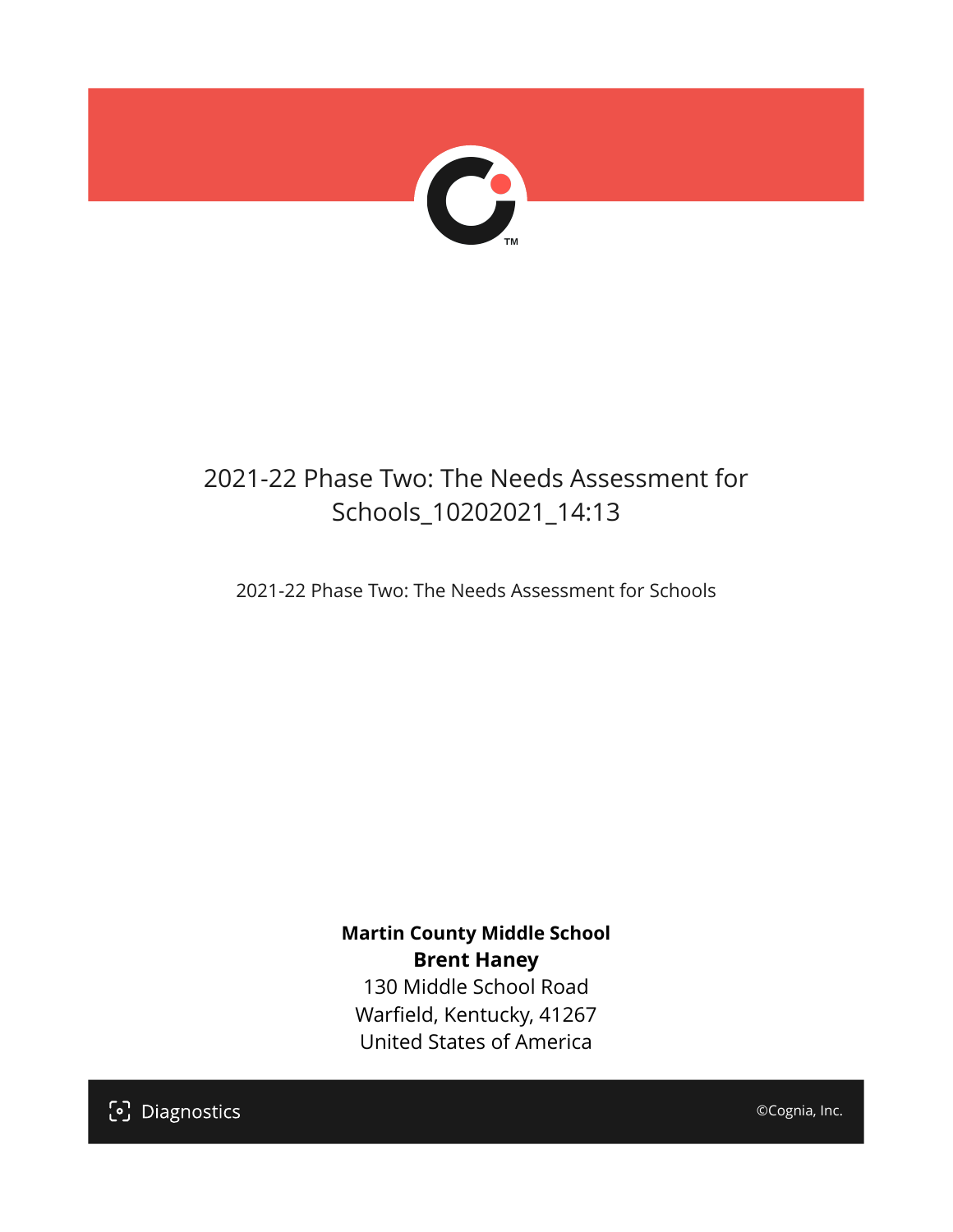# 2021-22 Phase Two: The Needs Assessment for Schools_10202021_14:13

2021-22 Phase Two: The Needs Assessment for Schools

**Martin County Middle School**
**Brent Haney**
130 Middle School Road
Warfield, Kentucky, 41267
United States of America

Diagnostics

©Cognia, Inc.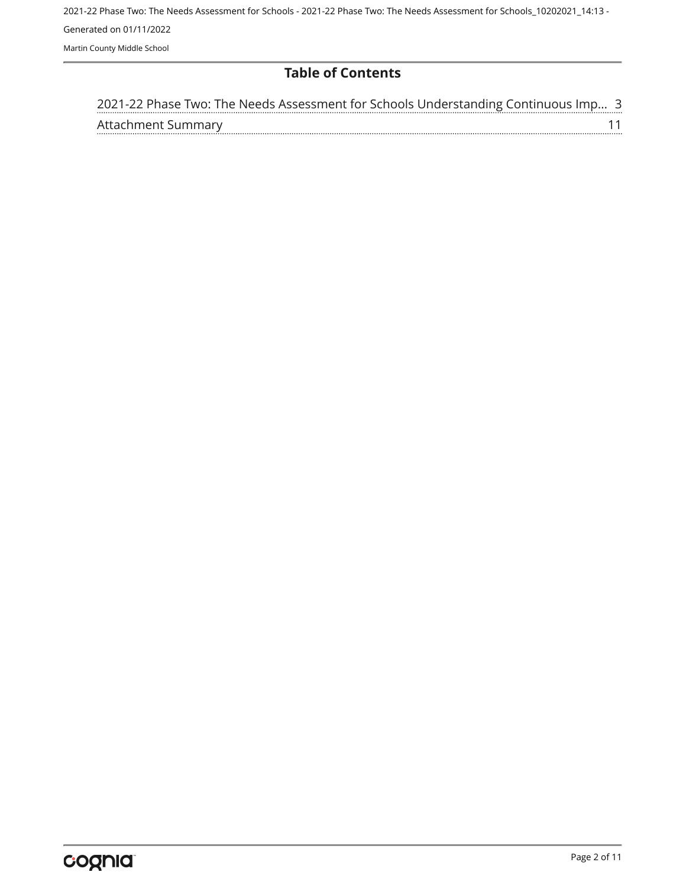# Table of Contents

2021-22 Phase Two: The Needs Assessment for Schools Understanding Continuous Imp... 3

Attachment Summary 11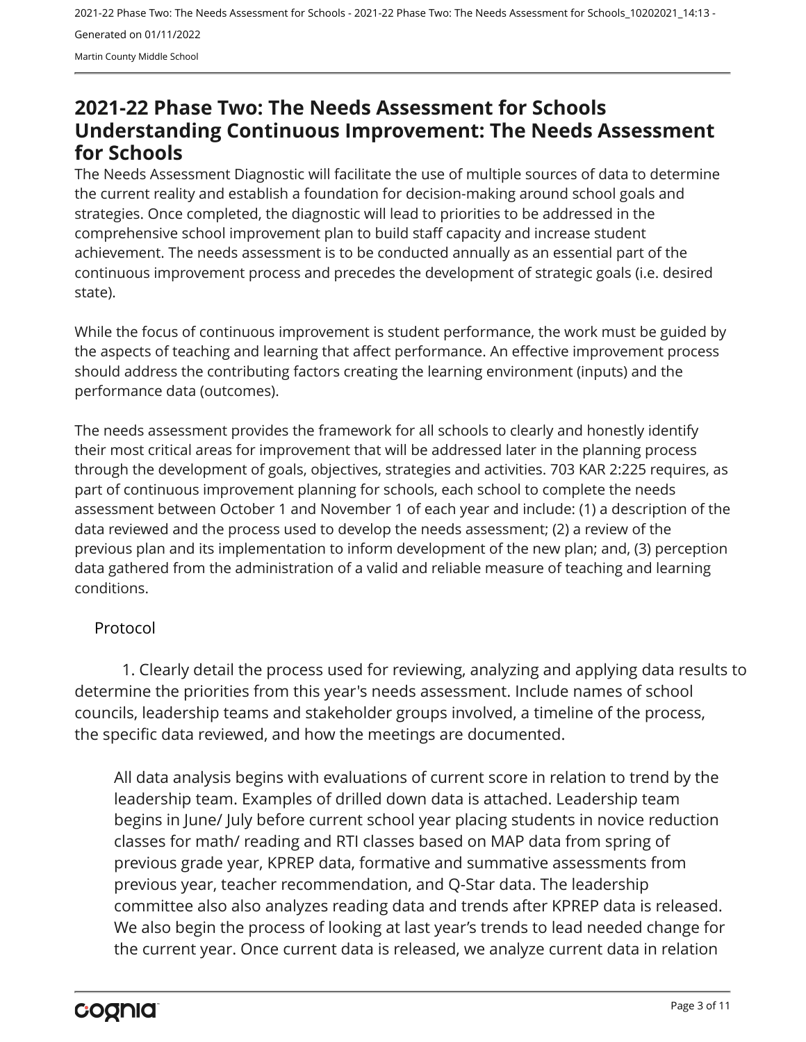# 2021-22 Phase Two: The Needs Assessment for Schools Understanding Continuous Improvement: The Needs Assessment for Schools

The Needs Assessment Diagnostic will facilitate the use of multiple sources of data to determine the current reality and establish a foundation for decision-making around school goals and strategies. Once completed, the diagnostic will lead to priorities to be addressed in the comprehensive school improvement plan to build staff capacity and increase student achievement. The needs assessment is to be conducted annually as an essential part of the continuous improvement process and precedes the development of strategic goals (i.e. desired state).

While the focus of continuous improvement is student performance, the work must be guided by the aspects of teaching and learning that affect performance. An effective improvement process should address the contributing factors creating the learning environment (inputs) and the performance data (outcomes).

The needs assessment provides the framework for all schools to clearly and honestly identify their most critical areas for improvement that will be addressed later in the planning process through the development of goals, objectives, strategies and activities. 703 KAR 2:225 requires, as part of continuous improvement planning for schools, each school to complete the needs assessment between October 1 and November 1 of each year and include: (1) a description of the data reviewed and the process used to develop the needs assessment; (2) a review of the previous plan and its implementation to inform development of the new plan; and, (3) perception data gathered from the administration of a valid and reliable measure of teaching and learning conditions.

## Protocol

1. Clearly detail the process used for reviewing, analyzing and applying data results to determine the priorities from this year's needs assessment. Include names of school councils, leadership teams and stakeholder groups involved, a timeline of the process, the specific data reviewed, and how the meetings are documented.

All data analysis begins with evaluations of current score in relation to trend by the leadership team. Examples of drilled down data is attached. Leadership team begins in June/ July before current school year placing students in novice reduction classes for math/ reading and RTI classes based on MAP data from spring of previous grade year, KPREP data, formative and summative assessments from previous year, teacher recommendation, and Q-Star data. The leadership committee also also analyzes reading data and trends after KPREP data is released. We also begin the process of looking at last year's trends to lead needed change for the current year. Once current data is released, we analyze current data in relation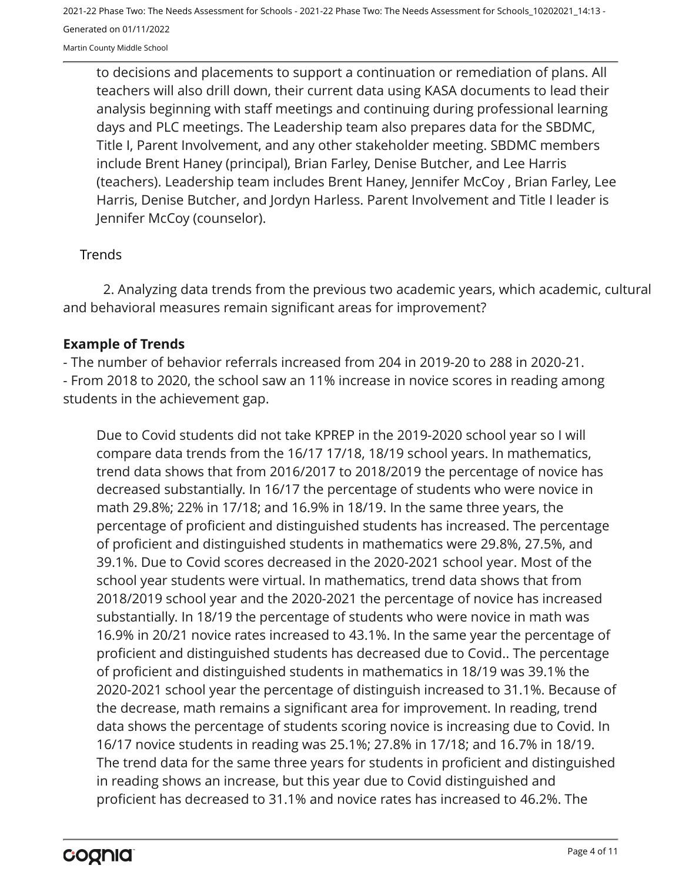to decisions and placements to support a continuation or remediation of plans. All teachers will also drill down, their current data using KASA documents to lead their analysis beginning with staff meetings and continuing during professional learning days and PLC meetings. The Leadership team also prepares data for the SBDMC, Title I, Parent Involvement, and any other stakeholder meeting. SBDMC members include Brent Haney (principal), Brian Farley, Denise Butcher, and Lee Harris (teachers). Leadership team includes Brent Haney, Jennifer McCoy , Brian Farley, Lee Harris, Denise Butcher, and Jordyn Harless. Parent Involvement and Title I leader is Jennifer McCoy (counselor).

Trends

2. Analyzing data trends from the previous two academic years, which academic, cultural and behavioral measures remain significant areas for improvement?

**Example of Trends**

- The number of behavior referrals increased from 204 in 2019-20 to 288 in 2020-21.
- From 2018 to 2020, the school saw an 11% increase in novice scores in reading among students in the achievement gap.

Due to Covid students did not take KPREP in the 2019-2020 school year so I will compare data trends from the 16/17 17/18, 18/19 school years. In mathematics, trend data shows that from 2016/2017 to 2018/2019 the percentage of novice has decreased substantially. In 16/17 the percentage of students who were novice in math 29.8%; 22% in 17/18; and 16.9% in 18/19. In the same three years, the percentage of proficient and distinguished students has increased. The percentage of proficient and distinguished students in mathematics were 29.8%, 27.5%, and 39.1%. Due to Covid scores decreased in the 2020-2021 school year. Most of the school year students were virtual. In mathematics, trend data shows that from 2018/2019 school year and the 2020-2021 the percentage of novice has increased substantially. In 18/19 the percentage of students who were novice in math was 16.9% in 20/21 novice rates increased to 43.1%. In the same year the percentage of proficient and distinguished students has decreased due to Covid.. The percentage of proficient and distinguished students in mathematics in 18/19 was 39.1% the 2020-2021 school year the percentage of distinguish increased to 31.1%. Because of the decrease, math remains a significant area for improvement. In reading, trend data shows the percentage of students scoring novice is increasing due to Covid. In 16/17 novice students in reading was 25.1%; 27.8% in 17/18; and 16.7% in 18/19. The trend data for the same three years for students in proficient and distinguished in reading shows an increase, but this year due to Covid distinguished and proficient has decreased to 31.1% and novice rates has increased to 46.2%. The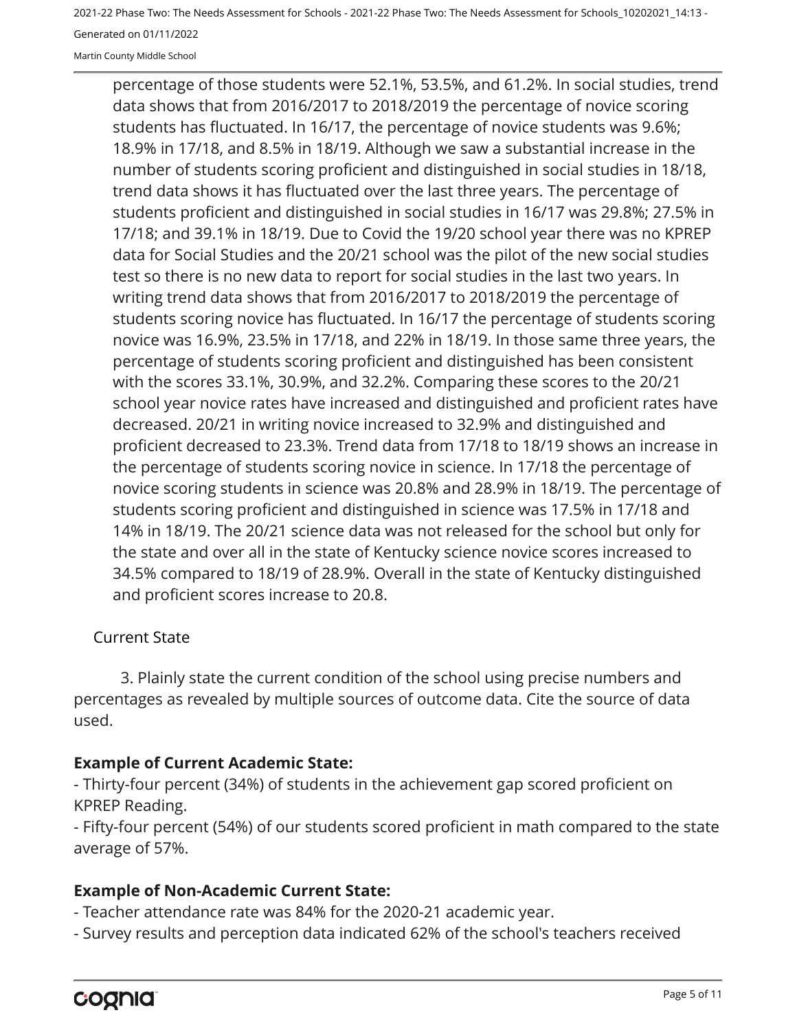percentage of those students were 52.1%, 53.5%, and 61.2%. In social studies, trend data shows that from 2016/2017 to 2018/2019 the percentage of novice scoring students has fluctuated. In 16/17, the percentage of novice students was 9.6%; 18.9% in 17/18, and 8.5% in 18/19. Although we saw a substantial increase in the number of students scoring proficient and distinguished in social studies in 18/18, trend data shows it has fluctuated over the last three years. The percentage of students proficient and distinguished in social studies in 16/17 was 29.8%; 27.5% in 17/18; and 39.1% in 18/19. Due to Covid the 19/20 school year there was no KPREP data for Social Studies and the 20/21 school was the pilot of the new social studies test so there is no new data to report for social studies in the last two years. In writing trend data shows that from 2016/2017 to 2018/2019 the percentage of students scoring novice has fluctuated. In 16/17 the percentage of students scoring novice was 16.9%, 23.5% in 17/18, and 22% in 18/19. In those same three years, the percentage of students scoring proficient and distinguished has been consistent with the scores 33.1%, 30.9%, and 32.2%. Comparing these scores to the 20/21 school year novice rates have increased and distinguished and proficient rates have decreased. 20/21 in writing novice increased to 32.9% and distinguished and proficient decreased to 23.3%. Trend data from 17/18 to 18/19 shows an increase in the percentage of students scoring novice in science. In 17/18 the percentage of novice scoring students in science was 20.8% and 28.9% in 18/19. The percentage of students scoring proficient and distinguished in science was 17.5% in 17/18 and 14% in 18/19. The 20/21 science data was not released for the school but only for the state and over all in the state of Kentucky science novice scores increased to 34.5% compared to 18/19 of 28.9%. Overall in the state of Kentucky distinguished and proficient scores increase to 20.8.

Current State

3. Plainly state the current condition of the school using precise numbers and percentages as revealed by multiple sources of outcome data. Cite the source of data used.

**Example of Current Academic State:**

- Thirty-four percent (34%) of students in the achievement gap scored proficient on KPREP Reading.
- Fifty-four percent (54%) of our students scored proficient in math compared to the state average of 57%.

**Example of Non-Academic Current State:**

- Teacher attendance rate was 84% for the 2020-21 academic year.
- Survey results and perception data indicated 62% of the school's teachers received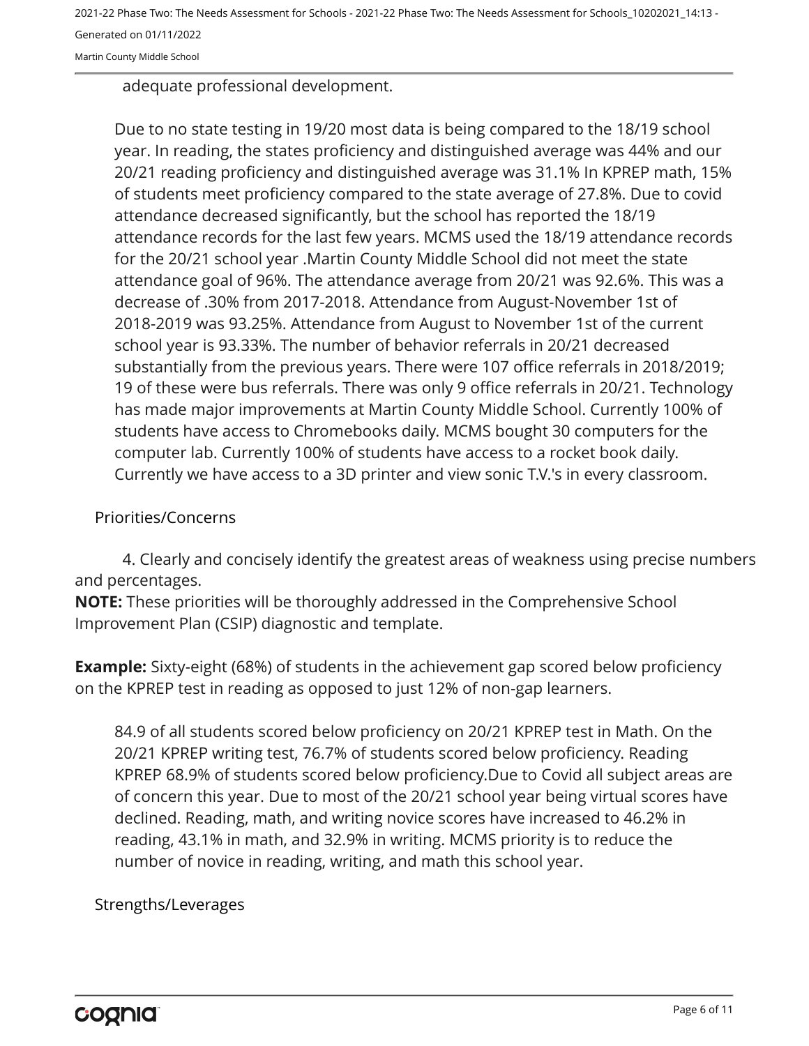adequate professional development.

Due to no state testing in 19/20 most data is being compared to the 18/19 school year. In reading, the states proficiency and distinguished average was 44% and our 20/21 reading proficiency and distinguished average was 31.1% In KPREP math, 15% of students meet proficiency compared to the state average of 27.8%. Due to covid attendance decreased significantly, but the school has reported the 18/19 attendance records for the last few years. MCMS used the 18/19 attendance records for the 20/21 school year .Martin County Middle School did not meet the state attendance goal of 96%. The attendance average from 20/21 was 92.6%. This was a decrease of .30% from 2017-2018. Attendance from August-November 1st of 2018-2019 was 93.25%. Attendance from August to November 1st of the current school year is 93.33%. The number of behavior referrals in 20/21 decreased substantially from the previous years. There were 107 office referrals in 2018/2019; 19 of these were bus referrals. There was only 9 office referrals in 20/21. Technology has made major improvements at Martin County Middle School. Currently 100% of students have access to Chromebooks daily. MCMS bought 30 computers for the computer lab. Currently 100% of students have access to a rocket book daily. Currently we have access to a 3D printer and view sonic T.V.'s in every classroom.

## Priorities/Concerns

4. Clearly and concisely identify the greatest areas of weakness using precise numbers and percentages.

**NOTE:** These priorities will be thoroughly addressed in the Comprehensive School Improvement Plan (CSIP) diagnostic and template.

**Example:** Sixty-eight (68%) of students in the achievement gap scored below proficiency on the KPREP test in reading as opposed to just 12% of non-gap learners.

84.9 of all students scored below proficiency on 20/21 KPREP test in Math. On the 20/21 KPREP writing test, 76.7% of students scored below proficiency. Reading KPREP 68.9% of students scored below proficiency.Due to Covid all subject areas are of concern this year. Due to most of the 20/21 school year being virtual scores have declined. Reading, math, and writing novice scores have increased to 46.2% in reading, 43.1% in math, and 32.9% in writing. MCMS priority is to reduce the number of novice in reading, writing, and math this school year.

## Strengths/Leverages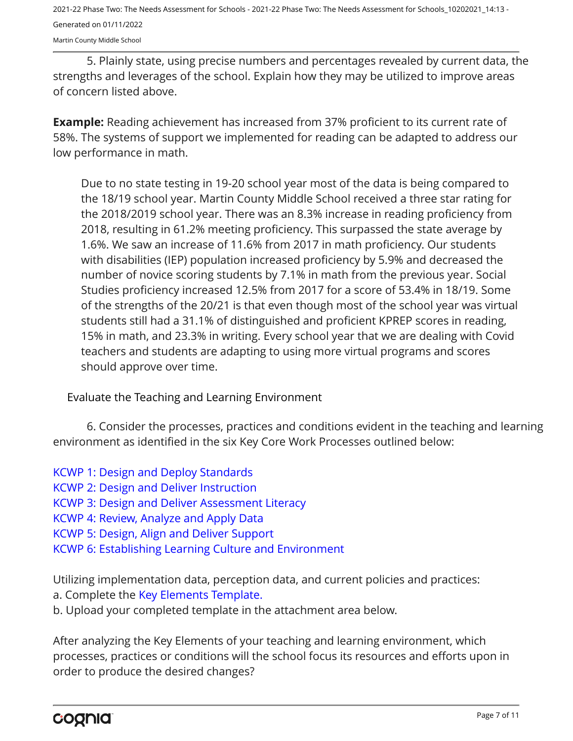5. Plainly state, using precise numbers and percentages revealed by current data, the strengths and leverages of the school. Explain how they may be utilized to improve areas of concern listed above.

**Example:** Reading achievement has increased from 37% proficient to its current rate of 58%. The systems of support we implemented for reading can be adapted to address our low performance in math.

Due to no state testing in 19-20 school year most of the data is being compared to the 18/19 school year. Martin County Middle School received a three star rating for the 2018/2019 school year. There was an 8.3% increase in reading proficiency from 2018, resulting in 61.2% meeting proficiency. This surpassed the state average by 1.6%. We saw an increase of 11.6% from 2017 in math proficiency. Our students with disabilities (IEP) population increased proficiency by 5.9% and decreased the number of novice scoring students by 7.1% in math from the previous year. Social Studies proficiency increased 12.5% from 2017 for a score of 53.4% in 18/19. Some of the strengths of the 20/21 is that even though most of the school year was virtual students still had a 31.1% of distinguished and proficient KPREP scores in reading, 15% in math, and 23.3% in writing. Every school year that we are dealing with Covid teachers and students are adapting to using more virtual programs and scores should approve over time.

Evaluate the Teaching and Learning Environment

6. Consider the processes, practices and conditions evident in the teaching and learning environment as identified in the six Key Core Work Processes outlined below:

KCWP 1: Design and Deploy Standards
KCWP 2: Design and Deliver Instruction
KCWP 3: Design and Deliver Assessment Literacy
KCWP 4: Review, Analyze and Apply Data
KCWP 5: Design, Align and Deliver Support
KCWP 6: Establishing Learning Culture and Environment

Utilizing implementation data, perception data, and current policies and practices:
a. Complete the Key Elements Template.
b. Upload your completed template in the attachment area below.

After analyzing the Key Elements of your teaching and learning environment, which processes, practices or conditions will the school focus its resources and efforts upon in order to produce the desired changes?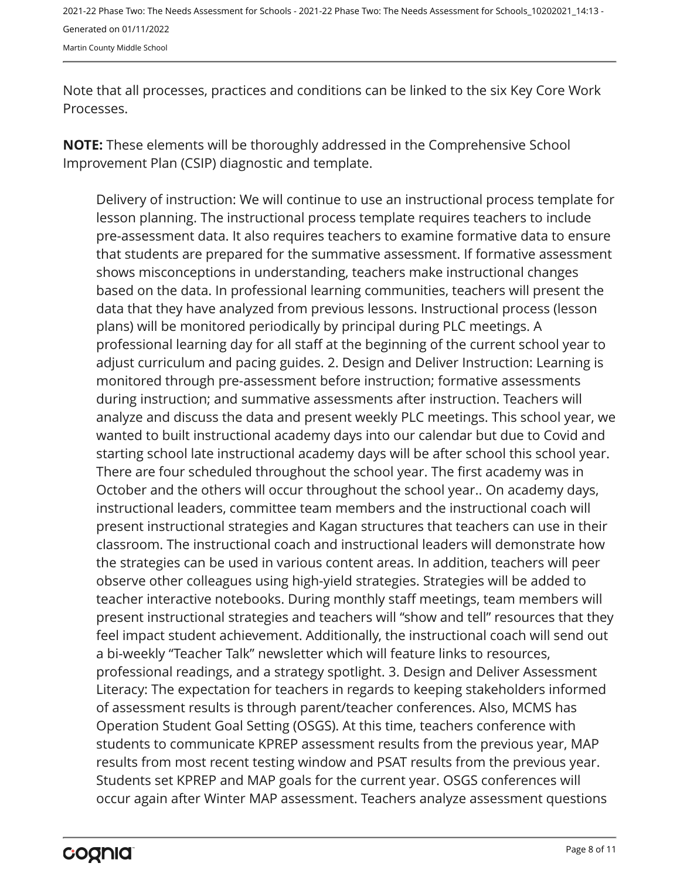Note that all processes, practices and conditions can be linked to the six Key Core Work Processes.

**NOTE:** These elements will be thoroughly addressed in the Comprehensive School Improvement Plan (CSIP) diagnostic and template.

> Delivery of instruction: We will continue to use an instructional process template for lesson planning. The instructional process template requires teachers to include pre-assessment data. It also requires teachers to examine formative data to ensure that students are prepared for the summative assessment. If formative assessment shows misconceptions in understanding, teachers make instructional changes based on the data. In professional learning communities, teachers will present the data that they have analyzed from previous lessons. Instructional process (lesson plans) will be monitored periodically by principal during PLC meetings. A professional learning day for all staff at the beginning of the current school year to adjust curriculum and pacing guides. 2. Design and Deliver Instruction: Learning is monitored through pre-assessment before instruction; formative assessments during instruction; and summative assessments after instruction. Teachers will analyze and discuss the data and present weekly PLC meetings. This school year, we wanted to built instructional academy days into our calendar but due to Covid and starting school late instructional academy days will be after school this school year. There are four scheduled throughout the school year. The first academy was in October and the others will occur throughout the school year.. On academy days, instructional leaders, committee team members and the instructional coach will present instructional strategies and Kagan structures that teachers can use in their classroom. The instructional coach and instructional leaders will demonstrate how the strategies can be used in various content areas. In addition, teachers will peer observe other colleagues using high-yield strategies. Strategies will be added to teacher interactive notebooks. During monthly staff meetings, team members will present instructional strategies and teachers will "show and tell" resources that they feel impact student achievement. Additionally, the instructional coach will send out a bi-weekly "Teacher Talk" newsletter which will feature links to resources, professional readings, and a strategy spotlight. 3. Design and Deliver Assessment Literacy: The expectation for teachers in regards to keeping stakeholders informed of assessment results is through parent/teacher conferences. Also, MCMS has Operation Student Goal Setting (OSGS). At this time, teachers conference with students to communicate KPREP assessment results from the previous year, MAP results from most recent testing window and PSAT results from the previous year. Students set KPREP and MAP goals for the current year. OSGS conferences will occur again after Winter MAP assessment. Teachers analyze assessment questions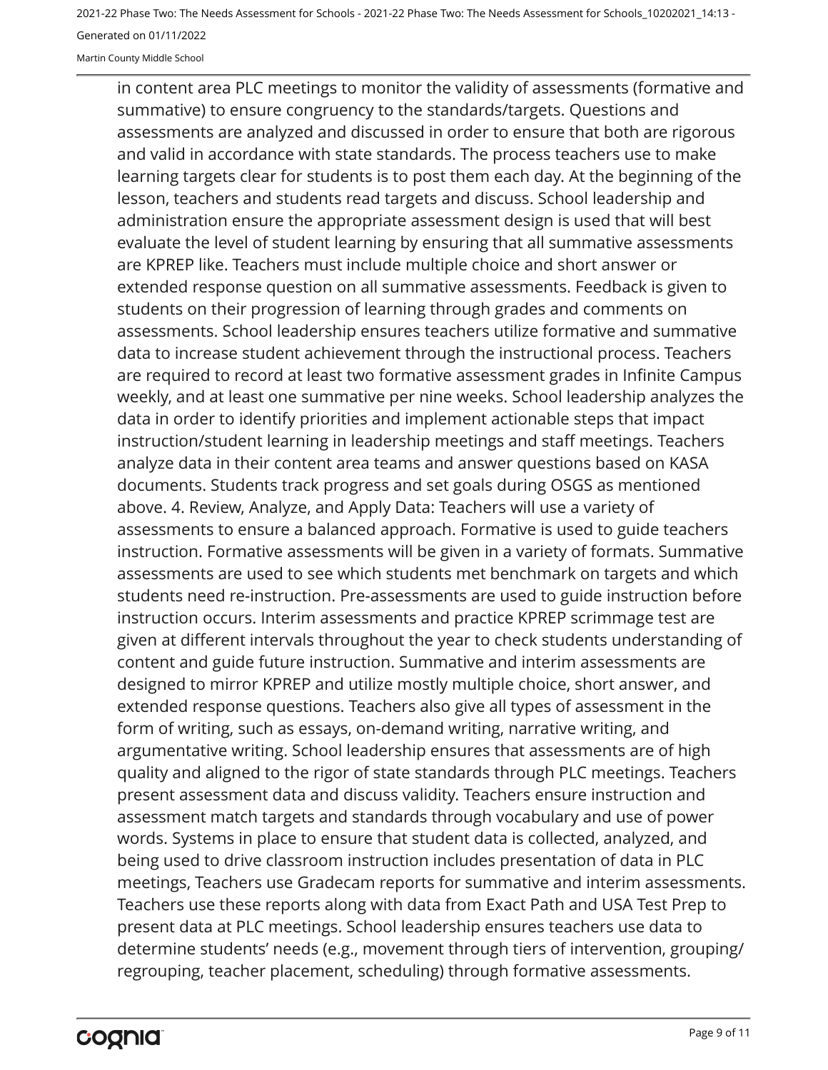in content area PLC meetings to monitor the validity of assessments (formative and summative) to ensure congruency to the standards/targets. Questions and assessments are analyzed and discussed in order to ensure that both are rigorous and valid in accordance with state standards. The process teachers use to make learning targets clear for students is to post them each day. At the beginning of the lesson, teachers and students read targets and discuss. School leadership and administration ensure the appropriate assessment design is used that will best evaluate the level of student learning by ensuring that all summative assessments are KPREP like. Teachers must include multiple choice and short answer or extended response question on all summative assessments. Feedback is given to students on their progression of learning through grades and comments on assessments. School leadership ensures teachers utilize formative and summative data to increase student achievement through the instructional process. Teachers are required to record at least two formative assessment grades in Infinite Campus weekly, and at least one summative per nine weeks. School leadership analyzes the data in order to identify priorities and implement actionable steps that impact instruction/student learning in leadership meetings and staff meetings. Teachers analyze data in their content area teams and answer questions based on KASA documents. Students track progress and set goals during OSGS as mentioned above. 4. Review, Analyze, and Apply Data: Teachers will use a variety of assessments to ensure a balanced approach. Formative is used to guide teachers instruction. Formative assessments will be given in a variety of formats. Summative assessments are used to see which students met benchmark on targets and which students need re-instruction. Pre-assessments are used to guide instruction before instruction occurs. Interim assessments and practice KPREP scrimmage test are given at different intervals throughout the year to check students understanding of content and guide future instruction. Summative and interim assessments are designed to mirror KPREP and utilize mostly multiple choice, short answer, and extended response questions. Teachers also give all types of assessment in the form of writing, such as essays, on-demand writing, narrative writing, and argumentative writing. School leadership ensures that assessments are of high quality and aligned to the rigor of state standards through PLC meetings. Teachers present assessment data and discuss validity. Teachers ensure instruction and assessment match targets and standards through vocabulary and use of power words. Systems in place to ensure that student data is collected, analyzed, and being used to drive classroom instruction includes presentation of data in PLC meetings, Teachers use Gradecam reports for summative and interim assessments. Teachers use these reports along with data from Exact Path and USA Test Prep to present data at PLC meetings. School leadership ensures teachers use data to determine students' needs (e.g., movement through tiers of intervention, grouping/regrouping, teacher placement, scheduling) through formative assessments.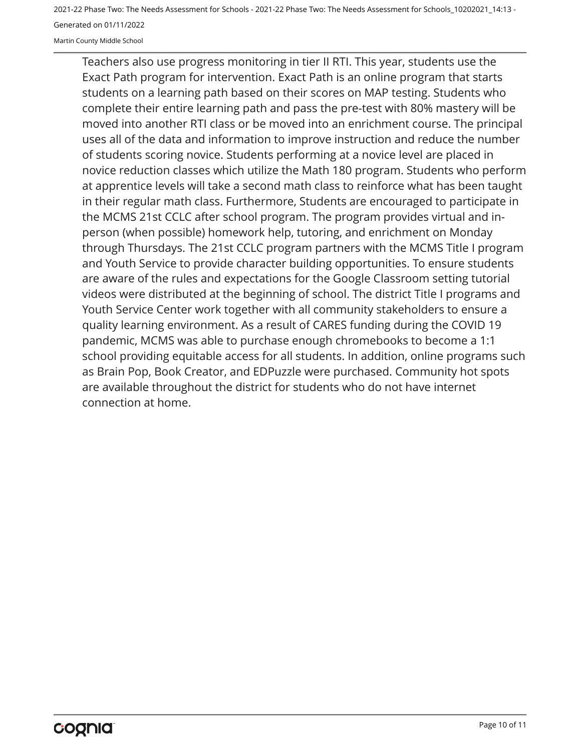Teachers also use progress monitoring in tier II RTI. This year, students use the Exact Path program for intervention. Exact Path is an online program that starts students on a learning path based on their scores on MAP testing. Students who complete their entire learning path and pass the pre-test with 80% mastery will be moved into another RTI class or be moved into an enrichment course. The principal uses all of the data and information to improve instruction and reduce the number of students scoring novice. Students performing at a novice level are placed in novice reduction classes which utilize the Math 180 program. Students who perform at apprentice levels will take a second math class to reinforce what has been taught in their regular math class. Furthermore, Students are encouraged to participate in the MCMS 21st CCLC after school program. The program provides virtual and in-person (when possible) homework help, tutoring, and enrichment on Monday through Thursdays. The 21st CCLC program partners with the MCMS Title I program and Youth Service to provide character building opportunities. To ensure students are aware of the rules and expectations for the Google Classroom setting tutorial videos were distributed at the beginning of school. The district Title I programs and Youth Service Center work together with all community stakeholders to ensure a quality learning environment. As a result of CARES funding during the COVID 19 pandemic, MCMS was able to purchase enough chromebooks to become a 1:1 school providing equitable access for all students. In addition, online programs such as Brain Pop, Book Creator, and EDPuzzle were purchased. Community hot spots are available throughout the district for students who do not have internet connection at home.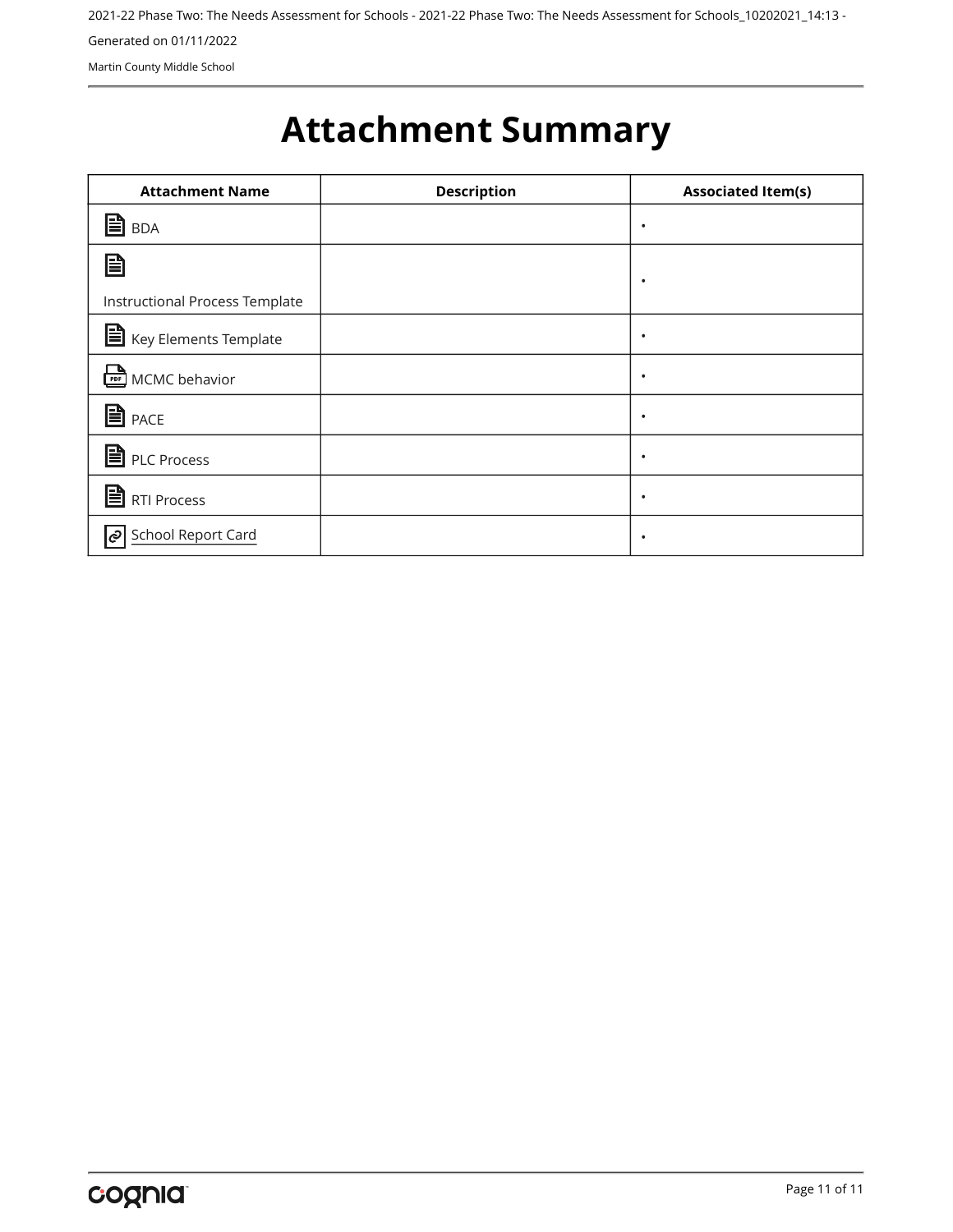# Attachment Summary

| Attachment Name | Description | Associated Item(s) |
| --- | --- | --- |
| BDA | | • |
| Instructional Process Template | | • |
| Key Elements Template | | • |
| MCMC behavior | | • |
| PACE | | • |
| PLC Process | | • |
| RTI Process | | • |
| School Report Card | | • |